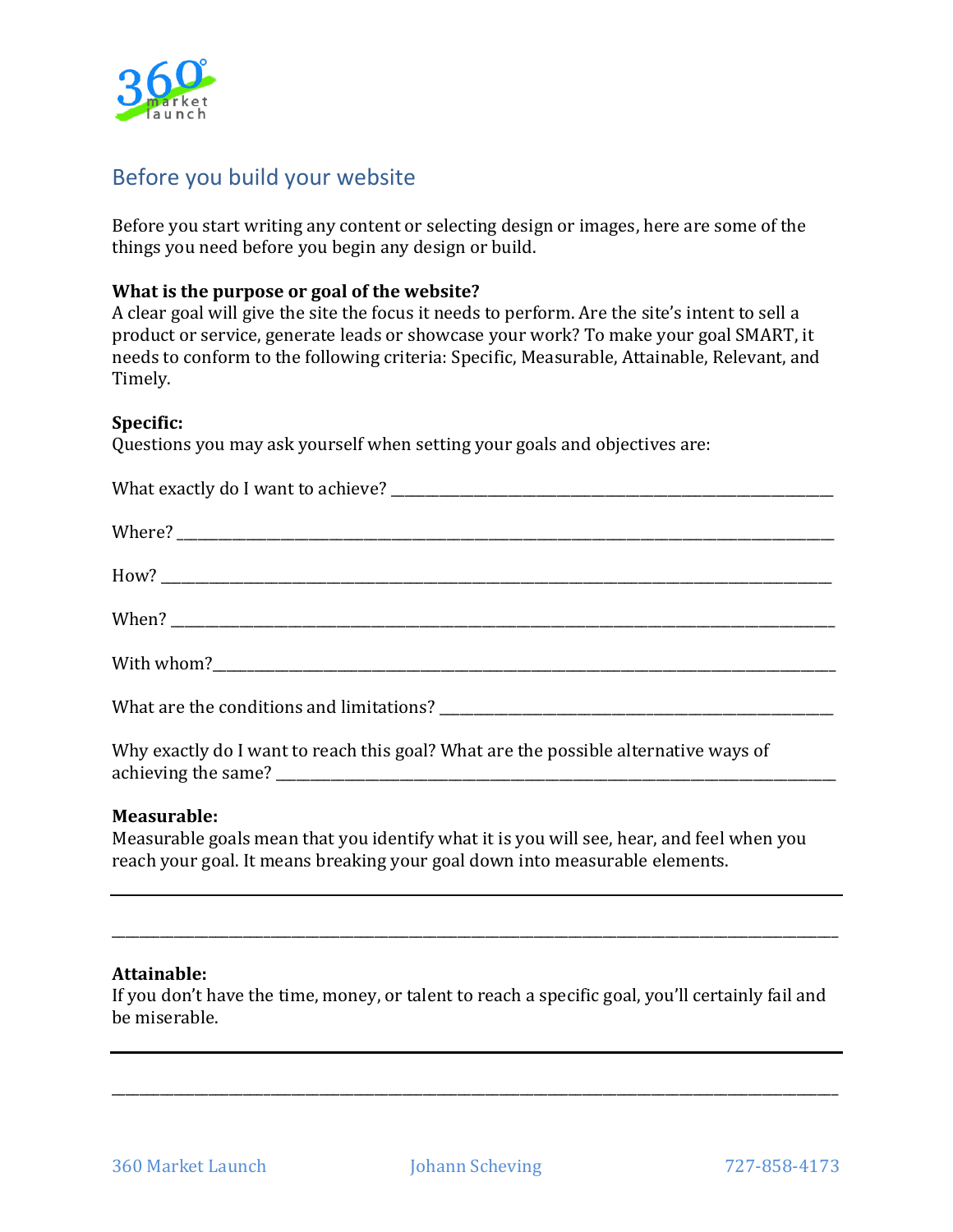## Before you build your website

Before you start writing any content or selecting design or images, here are some of the things you need before you begin any design or build.

**What is the purpose or goal of the website?**
A clear goal will give the site the focus it needs to perform. Are the site's intent to sell a product or service, generate leads or showcase your work? To make your goal SMART, it needs to conform to the following criteria: Specific, Measurable, Attainable, Relevant, and Timely.

**Specific:**
Questions you may ask yourself when setting your goals and objectives are:

What exactly do I want to achieve? ____________________________________________

Where? ____________________________________________

How? ____________________________________________

When? ____________________________________________

With whom?____________________________________________

What are the conditions and limitations? ____________________________________________

Why exactly do I want to reach this goal? What are the possible alternative ways of achieving the same? ____________________________________________

**Measurable:**
Measurable goals mean that you identify what it is you will see, hear, and feel when you reach your goal. It means breaking your goal down into measurable elements.

____________________________________________

____________________________________________

**Attainable:**
If you don't have the time, money, or talent to reach a specific goal, you'll certainly fail and be miserable.

____________________________________________

____________________________________________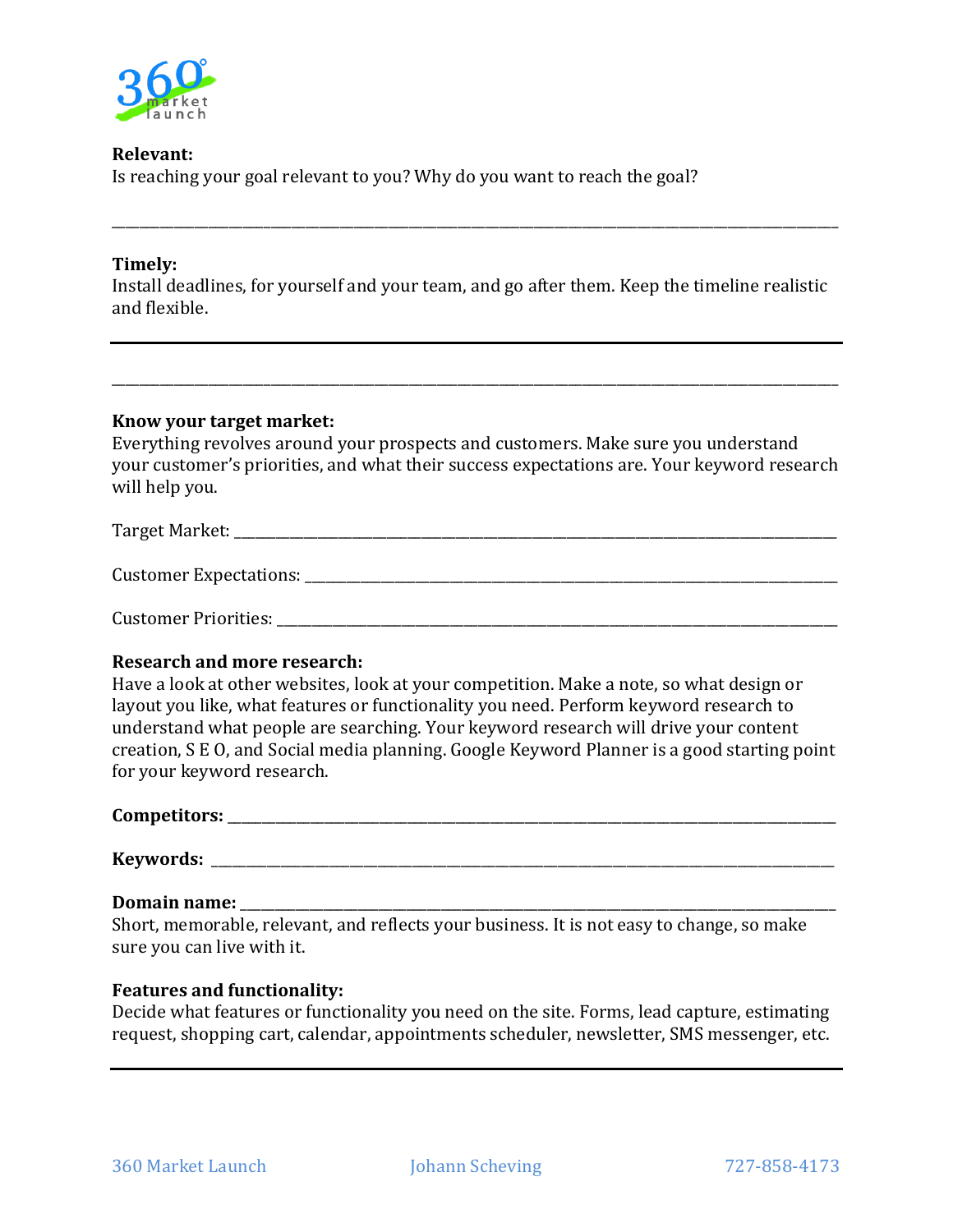**Relevant:**
Is reaching your goal relevant to you? Why do you want to reach the goal?

\_\_\_\_\_\_\_\_\_\_\_\_\_\_\_\_\_\_\_\_\_\_\_\_\_\_\_\_\_\_\_\_\_\_\_\_\_\_\_\_\_\_\_\_\_\_\_\_\_\_\_\_\_\_\_\_\_\_\_\_\_\_\_\_\_\_\_\_\_\_\_\_\_\_\_\_

**Timely:**
Install deadlines, for yourself and your team, and go after them. Keep the timeline realistic and flexible.

---

\_\_\_\_\_\_\_\_\_\_\_\_\_\_\_\_\_\_\_\_\_\_\_\_\_\_\_\_\_\_\_\_\_\_\_\_\_\_\_\_\_\_\_\_\_\_\_\_\_\_\_\_\_\_\_\_\_\_\_\_\_\_\_\_\_\_\_\_\_\_\_\_\_\_\_\_

**Know your target market:**
Everything revolves around your prospects and customers. Make sure you understand your customer's priorities, and what their success expectations are. Your keyword research will help you.

Target Market: \_\_\_\_\_\_\_\_\_\_\_\_\_\_\_\_\_\_\_\_\_\_\_\_\_\_\_\_\_\_\_\_\_\_\_\_\_\_\_\_\_\_\_\_\_\_\_\_\_\_\_\_\_\_\_\_\_\_

Customer Expectations: \_\_\_\_\_\_\_\_\_\_\_\_\_\_\_\_\_\_\_\_\_\_\_\_\_\_\_\_\_\_\_\_\_\_\_\_\_\_\_\_\_\_\_\_\_\_\_\_\_\_\_\_

Customer Priorities: \_\_\_\_\_\_\_\_\_\_\_\_\_\_\_\_\_\_\_\_\_\_\_\_\_\_\_\_\_\_\_\_\_\_\_\_\_\_\_\_\_\_\_\_\_\_\_\_\_\_\_\_\_\_

**Research and more research:**
Have a look at other websites, look at your competition. Make a note, so what design or layout you like, what features or functionality you need. Perform keyword research to understand what people are searching. Your keyword research will drive your content creation, S E O, and Social media planning. Google Keyword Planner is a good starting point for your keyword research.

**Competitors:** \_\_\_\_\_\_\_\_\_\_\_\_\_\_\_\_\_\_\_\_\_\_\_\_\_\_\_\_\_\_\_\_\_\_\_\_\_\_\_\_\_\_\_\_\_\_\_\_\_\_\_\_\_\_\_\_\_\_

**Keywords:** \_\_\_\_\_\_\_\_\_\_\_\_\_\_\_\_\_\_\_\_\_\_\_\_\_\_\_\_\_\_\_\_\_\_\_\_\_\_\_\_\_\_\_\_\_\_\_\_\_\_\_\_\_\_\_\_\_\_\_

**Domain name:** \_\_\_\_\_\_\_\_\_\_\_\_\_\_\_\_\_\_\_\_\_\_\_\_\_\_\_\_\_\_\_\_\_\_\_\_\_\_\_\_\_\_\_\_\_\_\_\_\_\_\_\_\_\_\_\_\_\_
Short, memorable, relevant, and reflects your business. It is not easy to change, so make sure you can live with it.

**Features and functionality:**
Decide what features or functionality you need on the site. Forms, lead capture, estimating request, shopping cart, calendar, appointments scheduler, newsletter, SMS messenger, etc.

---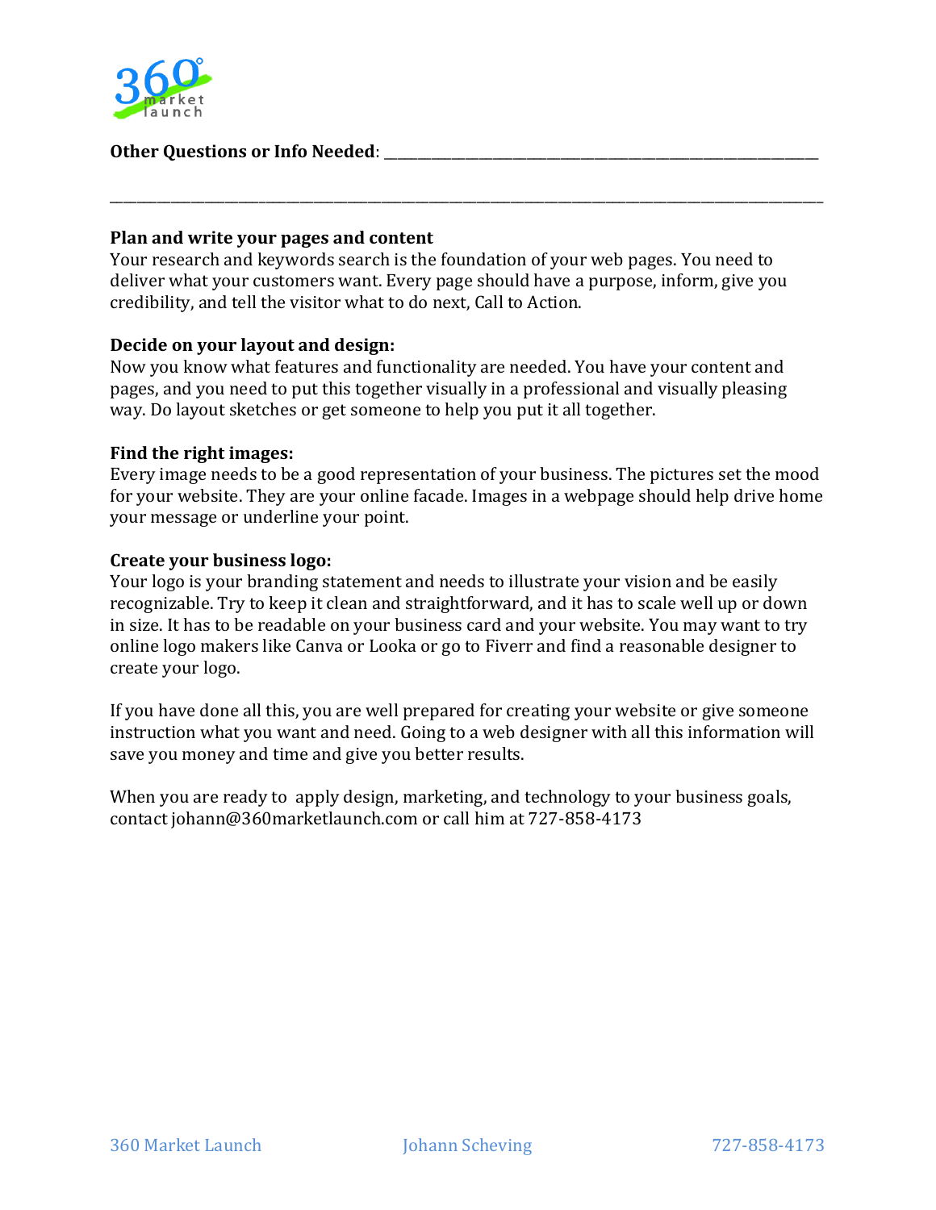**Other Questions or Info Needed**: ___________________________________________________________

______________________________________________________________________________________________

**Plan and write your pages and content**
Your research and keywords search is the foundation of your web pages. You need to deliver what your customers want. Every page should have a purpose, inform, give you credibility, and tell the visitor what to do next, Call to Action.

**Decide on your layout and design:**
Now you know what features and functionality are needed. You have your content and pages, and you need to put this together visually in a professional and visually pleasing way. Do layout sketches or get someone to help you put it all together.

**Find the right images:**
Every image needs to be a good representation of your business. The pictures set the mood for your website. They are your online facade. Images in a webpage should help drive home your message or underline your point.

**Create your business logo:**
Your logo is your branding statement and needs to illustrate your vision and be easily recognizable. Try to keep it clean and straightforward, and it has to scale well up or down in size. It has to be readable on your business card and your website. You may want to try online logo makers like Canva or Looka or go to Fiverr and find a reasonable designer to create your logo.

If you have done all this, you are well prepared for creating your website or give someone instruction what you want and need. Going to a web designer with all this information will save you money and time and give you better results.

When you are ready to apply design, marketing, and technology to your business goals, contact johann@360marketlaunch.com or call him at 727-858-4173